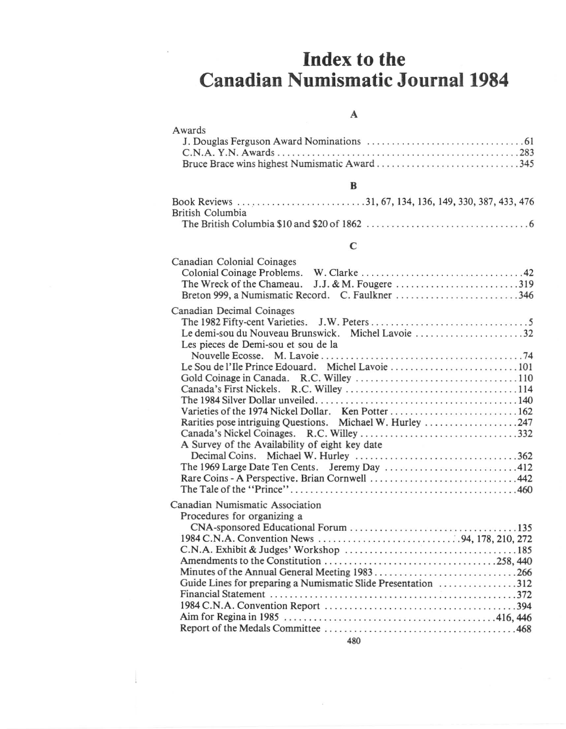# Index to the Canadian Numismatic Journal 1984

## A

Awards
- J. Douglas Ferguson Award Nominations ... 61
- C.N.A. Y.N. Awards ... 283
- Bruce Brace wins highest Numismatic Award ... 345

## B

Book Reviews ... 31, 67, 134, 136, 149, 330, 387, 433, 476

British Columbia
- The British Columbia $10 and $20 of 1862 ... 6

## C

Canadian Colonial Coinages
- Colonial Coinage Problems. W. Clarke ... 42
- The Wreck of the Chameau. J.J. & M. Fougere ... 319
- Breton 999, a Numismatic Record. C. Faulkner ... 346

Canadian Decimal Coinages
- The 1982 Fifty-cent Varieties. J.W. Peters ... 5
- Le demi-sou du Nouveau Brunswick. Michel Lavoie ... 32
- Les pieces de Demi-sou et sou de la Nouvelle Ecosse. M. Lavoie ... 74
- Le Sou de l'Ile Prince Edouard. Michel Lavoie ... 101
- Gold Coinage in Canada. R.C. Willey ... 110
- Canada's First Nickels. R.C. Willey ... 114
- The 1984 Silver Dollar unveiled ... 140
- Varieties of the 1974 Nickel Dollar. Ken Potter ... 162
- Rarities pose intriguing Questions. Michael W. Hurley ... 247
- Canada's Nickel Coinages. R.C. Willey ... 332
- A Survey of the Availability of eight key date Decimal Coins. Michael W. Hurley ... 362
- The 1969 Large Date Ten Cents. Jeremy Day ... 412
- Rare Coins - A Perspective. Brian Cornwell ... 442
- The Tale of the "Prince" ... 460

Canadian Numismatic Association
- Procedures for organizing a CNA-sponsored Educational Forum ... 135
- 1984 C.N.A. Convention News ... 94, 178, 210, 272
- C.N.A. Exhibit & Judges' Workshop ... 185
- Amendments to the Constitution ... 258, 440
- Minutes of the Annual General Meeting 1983 ... 266
- Guide Lines for preparing a Numismatic Slide Presentation ... 312
- Financial Statement ... 372
- 1984 C.N.A. Convention Report ... 394
- Aim for Regina in 1985 ... 416, 446
- Report of the Medals Committee ... 468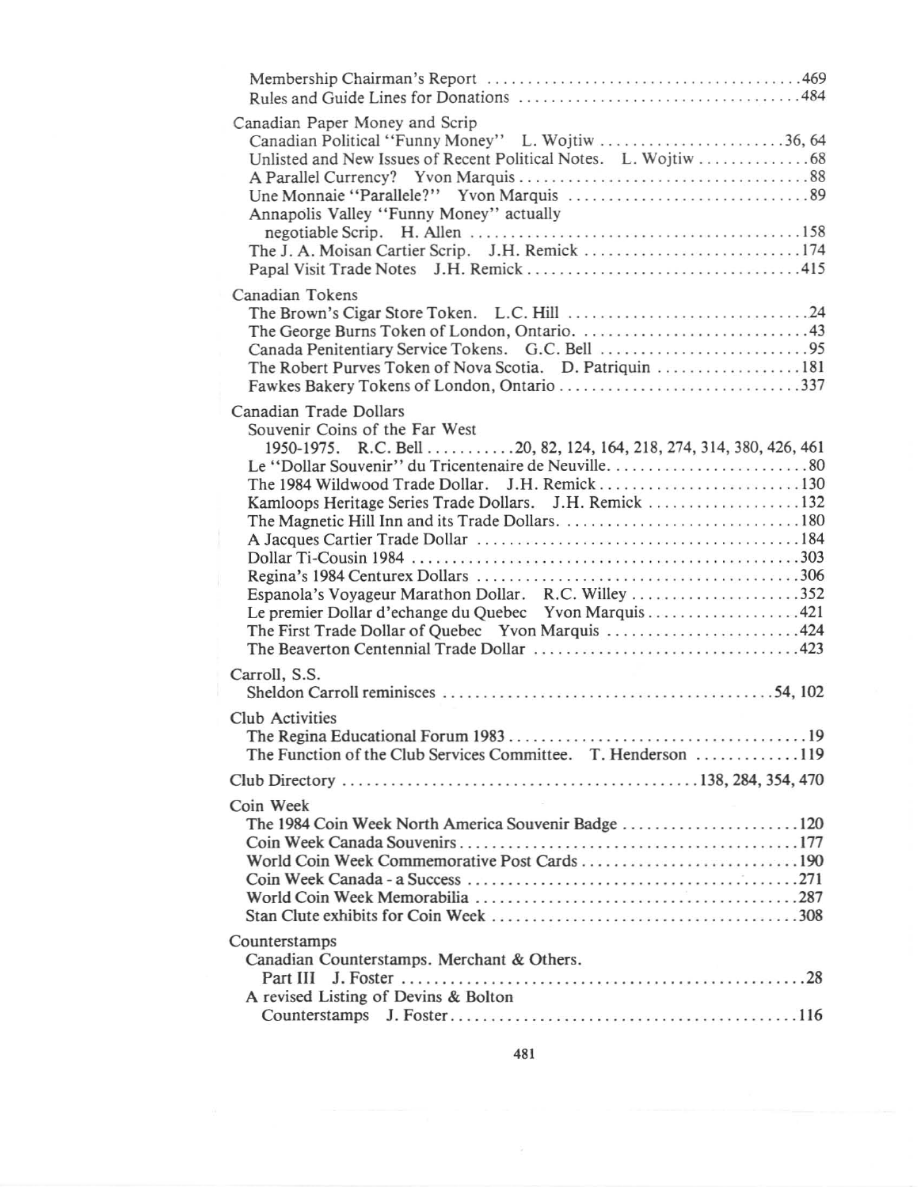Membership Chairman's Report ........................................469
Rules and Guide Lines for Donations ..................................484

Canadian Paper Money and Scrip
- Canadian Political "Funny Money" L. Wojtiw ........................36, 64
- Unlisted and New Issues of Recent Political Notes. L. Wojtiw ..............68
- A Parallel Currency? Yvon Marquis ....................................88
- Une Monnaie "Parallele?" Yvon Marquis ...............................89
- Annapolis Valley "Funny Money" actually negotiable Scrip. H. Allen .........................................158
- The J. A. Moisan Cartier Scrip. J.H. Remick ...........................174
- Papal Visit Trade Notes J.H. Remick ..................................415

Canadian Tokens
- The Brown's Cigar Store Token. L.C. Hill ...............................24
- The George Burns Token of London, Ontario. ............................43
- Canada Penitentiary Service Tokens. G.C. Bell ..........................95
- The Robert Purves Token of Nova Scotia. D. Patriquin ..................181
- Fawkes Bakery Tokens of London, Ontario ..............................337

Canadian Trade Dollars
- Souvenir Coins of the Far West 1950-1975. R.C. Bell ..........20, 82, 124, 164, 218, 274, 314, 380, 426, 461
- Le "Dollar Souvenir" du Tricentenaire de Neuville..........................80
- The 1984 Wildwood Trade Dollar. J.H. Remick ..........................130
- Kamloops Heritage Series Trade Dollars. J.H. Remick ...................132
- The Magnetic Hill Inn and its Trade Dollars. ............................180
- A Jacques Cartier Trade Dollar .........................................184
- Dollar Ti-Cousin 1984 ..................................................303
- Regina's 1984 Centurex Dollars .........................................306
- Espanola's Voyageur Marathon Dollar. R.C. Willey .....................352
- Le premier Dollar d'echange du Quebec Yvon Marquis ...................421
- The First Trade Dollar of Quebec Yvon Marquis ........................424
- The Beaverton Centennial Trade Dollar .................................423

Carroll, S.S.
- Sheldon Carroll reminisces .........................................54, 102

Club Activities
- The Regina Educational Forum 1983 ....................................19
- The Function of the Club Services Committee. T. Henderson .............119

Club Directory ...........................................138, 284, 354, 470

Coin Week
- The 1984 Coin Week North America Souvenir Badge ......................120
- Coin Week Canada Souvenirs ...........................................177
- World Coin Week Commemorative Post Cards ............................190
- Coin Week Canada - a Success .........................................271
- World Coin Week Memorabilia ..........................................287
- Stan Clute exhibits for Coin Week .......................................308

Counterstamps
- Canadian Counterstamps. Merchant & Others. Part III J. Foster ...................................................28
- A revised Listing of Devins & Bolton Counterstamps J. Foster.............................................116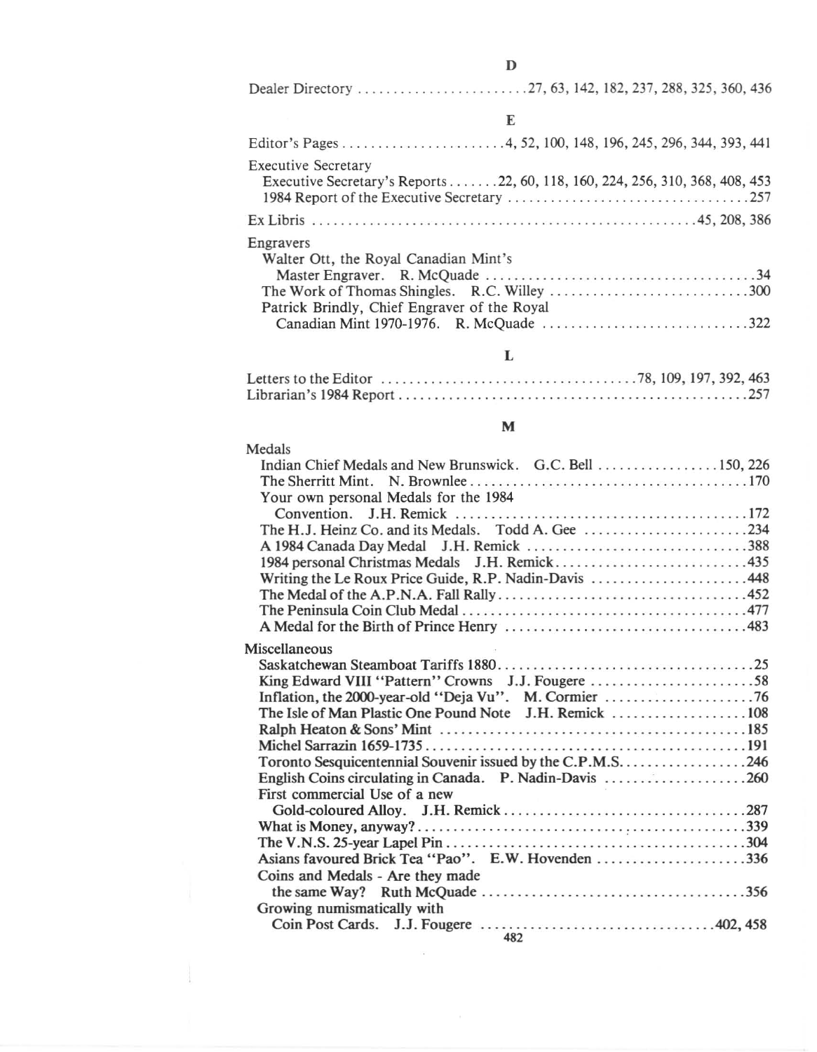## D

Dealer Directory ........................27, 63, 142, 182, 237, 288, 325, 360, 436

## E

Editor's Pages ........................4, 52, 100, 148, 196, 245, 296, 344, 393, 441

Executive Secretary
- Executive Secretary's Reports .......22, 60, 118, 160, 224, 256, 310, 368, 408, 453
- 1984 Report of the Executive Secretary ..................................257

Ex Libris ......................................................45, 208, 386

Engravers
- Walter Ott, the Royal Canadian Mint's Master Engraver. R. McQuade ......................................34
- The Work of Thomas Shingles. R.C. Willey ............................300
- Patrick Brindly, Chief Engraver of the Royal Canadian Mint 1970-1976. R. McQuade .............................322

## L

Letters to the Editor ....................................78, 109, 197, 392, 463
Librarian's 1984 Report .................................................257

## M

Medals
- Indian Chief Medals and New Brunswick. G.C. Bell .................150, 226
- The Sherritt Mint. N. Brownlee .......................................170
- Your own personal Medals for the 1984 Convention. J.H. Remick ..........................................172
- The H.J. Heinz Co. and its Medals. Todd A. Gee .......................234
- A 1984 Canada Day Medal J.H. Remick ................................388
- 1984 personal Christmas Medals J.H. Remick............................435
- Writing the Le Roux Price Guide, R.P. Nadin-Davis .......................448
- The Medal of the A.P.N.A. Fall Rally...................................452
- The Peninsula Coin Club Medal .........................................477
- A Medal for the Birth of Prince Henry ..................................483

Miscellaneous
- Saskatchewan Steamboat Tariffs 1880....................................25
- King Edward VIII "Pattern" Crowns J.J. Fougere ........................58
- Inflation, the 2000-year-old "Deja Vu". M. Cormier ......................76
- The Isle of Man Plastic One Pound Note J.H. Remick ....................108
- Ralph Heaton & Sons' Mint ............................................185
- Michel Sarrazin 1659-1735.............................................191
- Toronto Sesquicentennial Souvenir issued by the C.P.M.S..................246
- English Coins circulating in Canada. P. Nadin-Davis ....................260
- First commercial Use of a new Gold-coloured Alloy. J.H. Remick..................................287
- What is Money, anyway?..............................................339
- The V.N.S. 25-year Lapel Pin ..........................................304
- Asians favoured Brick Tea "Pao". E.W. Hovenden ......................336
- Coins and Medals - Are they made the same Way? Ruth McQuade ......................................356
- Growing numismatically with Coin Post Cards. J.J. Fougere ..................................402, 458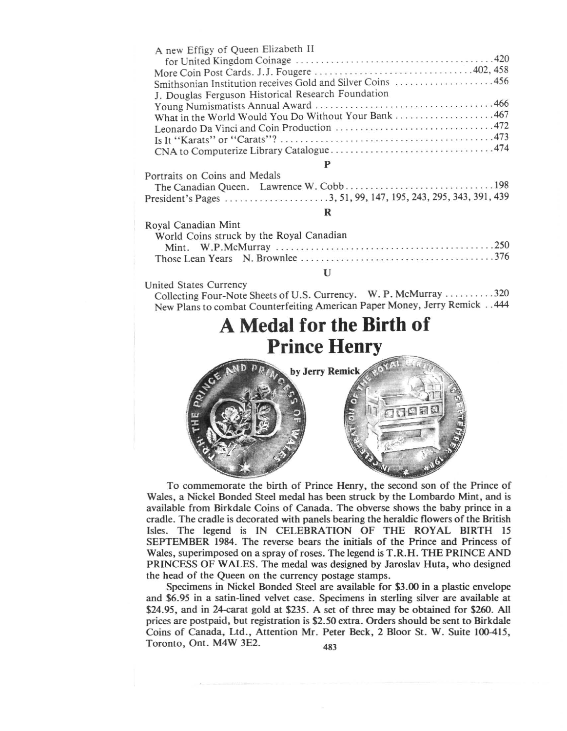A new Effigy of Queen Elizabeth II
  for United Kingdom Coinage ....................................... 420
More Coin Post Cards. J.J. Fougere ................................ 402, 458
Smithsonian Institution receives Gold and Silver Coins ................... 456
J. Douglas Ferguson Historical Research Foundation
Young Numismatists Annual Award .................................... 466
What in the World Would You Do Without Your Bank ..................... 467
Leonardo Da Vinci and Coin Production ................................ 472
Is It "Karats" or "Carats"? .......................................... 473
CNA to Computerize Library Catalogue .................................. 474

**P**

Portraits on Coins and Medals
  The Canadian Queen. Lawrence W. Cobb ............................... 198
President's Pages ..................... 3, 51, 99, 147, 195, 243, 295, 343, 391, 439

**R**

Royal Canadian Mint
  World Coins struck by the Royal Canadian
    Mint. W.P.McMurray ............................................. 250
  Those Lean Years N. Brownlee ....................................... 376

**U**

United States Currency
  Collecting Four-Note Sheets of U.S. Currency. W. P. McMurray .......... 320
  New Plans to combat Counterfeiting American Paper Money, Jerry Remick .. 444

# A Medal for the Birth of Prince Henry

**by Jerry Remick**

To commemorate the birth of Prince Henry, the second son of the Prince of Wales, a Nickel Bonded Steel medal has been struck by the Lombardo Mint, and is available from Birkdale Coins of Canada. The obverse shows the baby prince in a cradle. The cradle is decorated with panels bearing the heraldic flowers of the British Isles. The legend is IN CELEBRATION OF THE ROYAL BIRTH 15 SEPTEMBER 1984. The reverse bears the initials of the Prince and Princess of Wales, superimposed on a spray of roses. The legend is T.R.H. THE PRINCE AND PRINCESS OF WALES. The medal was designed by Jaroslav Huta, who designed the head of the Queen on the currency postage stamps.

Specimens in Nickel Bonded Steel are available for $3.00 in a plastic envelope and $6.95 in a satin-lined velvet case. Specimens in sterling silver are available at $24.95, and in 24-carat gold at $235. A set of three may be obtained for $260. All prices are postpaid, but registration is $2.50 extra. Orders should be sent to Birkdale Coins of Canada, Ltd., Attention Mr. Peter Beck, 2 Bloor St. W. Suite 100-415, Toronto, Ont. M4W 3E2.